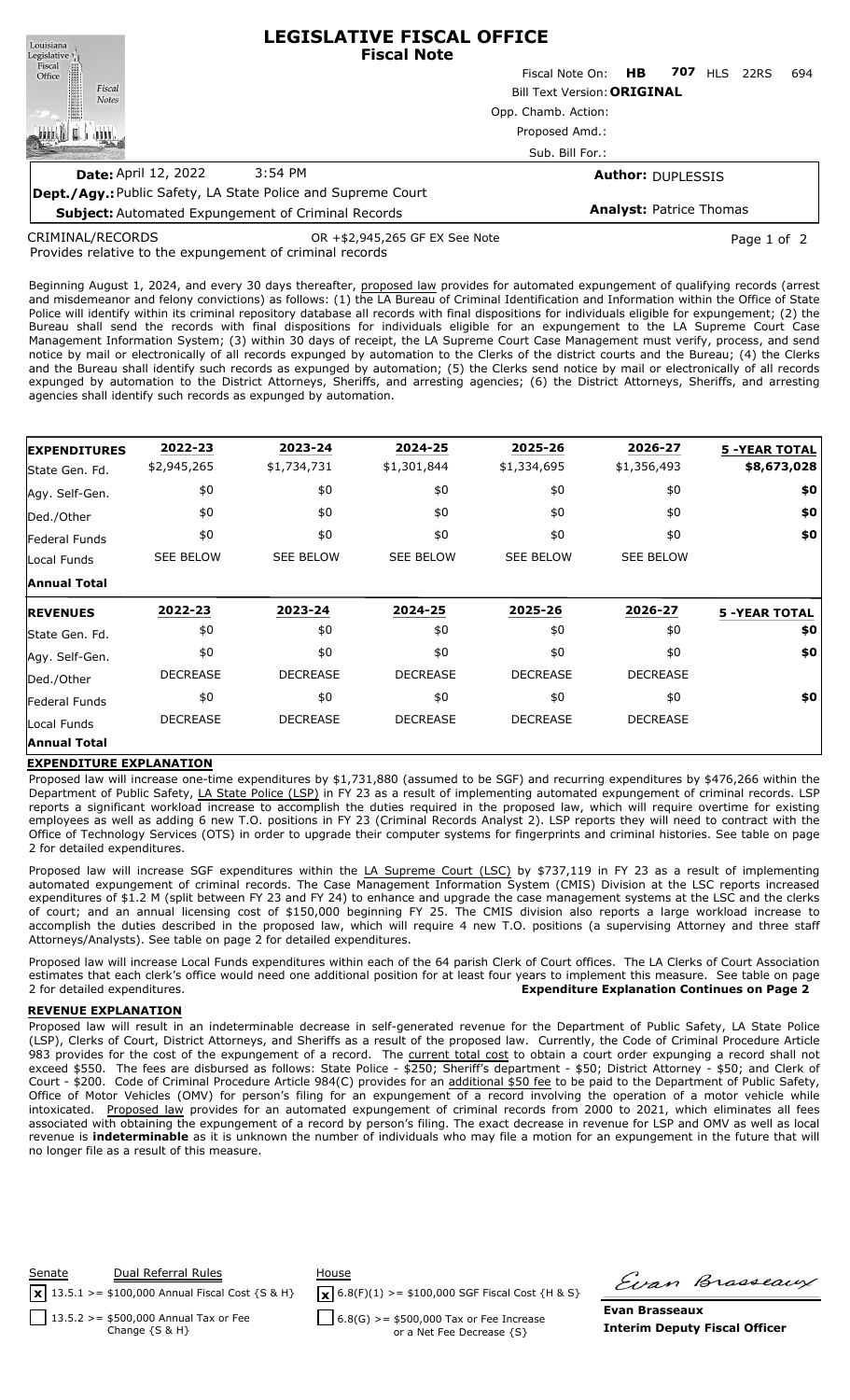# LEGISLATIVE FISCAL OFFICE
## Fiscal Note

Fiscal Note On: **HB 707** HLS 22RS 694

Bill Text Version: **ORIGINAL**

Opp. Chamb. Action:

Proposed Amd.:

Sub. Bill For.:

**Date:** April 12, 2022 3:54 PM

**Author:** DUPLESSIS

**Dept./Agy.:** Public Safety, LA State Police and Supreme Court

**Subject:** Automated Expungement of Criminal Records

**Analyst:** Patrice Thomas

CRIMINAL/RECORDS OR +$2,945,265 GF EX See Note

Provides relative to the expungement of criminal records

Beginning August 1, 2024, and every 30 days thereafter, proposed law provides for automated expungement of qualifying records (arrest and misdemeanor and felony convictions) as follows: (1) the LA Bureau of Criminal Identification and Information within the Office of State Police will identify within its criminal repository database all records with final dispositions for individuals eligible for expungement; (2) the Bureau shall send the records with final dispositions for individuals eligible for an expungement to the LA Supreme Court Case Management Information System; (3) within 30 days of receipt, the LA Supreme Court Case Management must verify, process, and send notice by mail or electronically of all records expunged by automation to the Clerks of the district courts and the Bureau; (4) the Clerks and the Bureau shall identify such records as expunged by automation; (5) the Clerks send notice by mail or electronically of all records expunged by automation to the District Attorneys, Sheriffs, and arresting agencies; (6) the District Attorneys, Sheriffs, and arresting agencies shall identify such records as expunged by automation.

| **EXPENDITURES** | **2022-23** | **2023-24** | **2024-25** | **2025-26** | **2026-27** | **5 -YEAR TOTAL** |
|---|---|---|---|---|---|---|
| State Gen. Fd. | $2,945,265 | $1,734,731 | $1,301,844 | $1,334,695 | $1,356,493 | **$8,673,028** |
| Agy. Self-Gen. | $0 | $0 | $0 | $0 | $0 | **$0** |
| Ded./Other | $0 | $0 | $0 | $0 | $0 | **$0** |
| Federal Funds | $0 | $0 | $0 | $0 | $0 | **$0** |
| Local Funds | SEE BELOW | SEE BELOW | SEE BELOW | SEE BELOW | SEE BELOW | |
| **Annual Total** | | | | | | |
| **REVENUES** | **2022-23** | **2023-24** | **2024-25** | **2025-26** | **2026-27** | **5 -YEAR TOTAL** |
| State Gen. Fd. | $0 | $0 | $0 | $0 | $0 | **$0** |
| Agy. Self-Gen. | $0 | $0 | $0 | $0 | $0 | **$0** |
| Ded./Other | DECREASE | DECREASE | DECREASE | DECREASE | DECREASE | |
| Federal Funds | $0 | $0 | $0 | $0 | $0 | **$0** |
| Local Funds | DECREASE | DECREASE | DECREASE | DECREASE | DECREASE | |
| **Annual Total** | | | | | | |

### EXPENDITURE EXPLANATION

Proposed law will increase one-time expenditures by $1,731,880 (assumed to be SGF) and recurring expenditures by $476,266 within the Department of Public Safety, LA State Police (LSP) in FY 23 as a result of implementing automated expungement of criminal records. LSP reports a significant workload increase to accomplish the duties required in the proposed law, which will require overtime for existing employees as well as adding 6 new T.O. positions in FY 23 (Criminal Records Analyst 2). LSP reports they will need to contract with the Office of Technology Services (OTS) in order to upgrade their computer systems for fingerprints and criminal histories. See table on page 2 for detailed expenditures.

Proposed law will increase SGF expenditures within the LA Supreme Court (LSC) by $737,119 in FY 23 as a result of implementing automated expungement of criminal records. The Case Management Information System (CMIS) Division at the LSC reports increased expenditures of $1.2 M (split between FY 23 and FY 24) to enhance and upgrade the case management systems at the LSC and the clerks of court; and an annual licensing cost of $150,000 beginning FY 25. The CMIS division also reports a large workload increase to accomplish the duties described in the proposed law, which will require 4 new T.O. positions (a supervising Attorney and three staff Attorneys/Analysts). See table on page 2 for detailed expenditures.

Proposed law will increase Local Funds expenditures within each of the 64 parish Clerk of Court offices. The LA Clerks of Court Association estimates that each clerk's office would need one additional position for at least four years to implement this measure. See table on page 2 for detailed expenditures. **Expenditure Explanation Continues on Page 2**

### REVENUE EXPLANATION

Proposed law will result in an indeterminable decrease in self-generated revenue for the Department of Public Safety, LA State Police (LSP), Clerks of Court, District Attorneys, and Sheriffs as a result of the proposed law. Currently, the Code of Criminal Procedure Article 983 provides for the cost of the expungement of a record. The current total cost to obtain a court order expunging a record shall not exceed $550. The fees are disbursed as follows: State Police - $250; Sheriff's department - $50; District Attorney - $50; and Clerk of Court - $200. Code of Criminal Procedure Article 984(C) provides for an additional $50 fee to be paid to the Department of Public Safety, Office of Motor Vehicles (OMV) for person's filing for an expungement of a record involving the operation of a motor vehicle while intoxicated. Proposed law provides for an automated expungement of criminal records from 2000 to 2021, which eliminates all fees associated with obtaining the expungement of a record by person's filing. The exact decrease in revenue for LSP and OMV as well as local revenue is **indeterminable** as it is unknown the number of individuals who may file a motion for an expungement in the future that will no longer file as a result of this measure.

| Senate | Dual Referral Rules | House |
|---|---|---|
| [x] 13.5.1 >= $100,000 Annual Fiscal Cost {S & H} | | [x] 6.8(F)(1) >= $100,000 SGF Fiscal Cost {H & S} |
| [ ] 13.5.2 >= $500,000 Annual Tax or Fee Change {S & H} | | [ ] 6.8(G) >= $500,000 Tax or Fee Increase or a Net Fee Decrease {S} |

**Evan Brasseaux**
**Interim Deputy Fiscal Officer**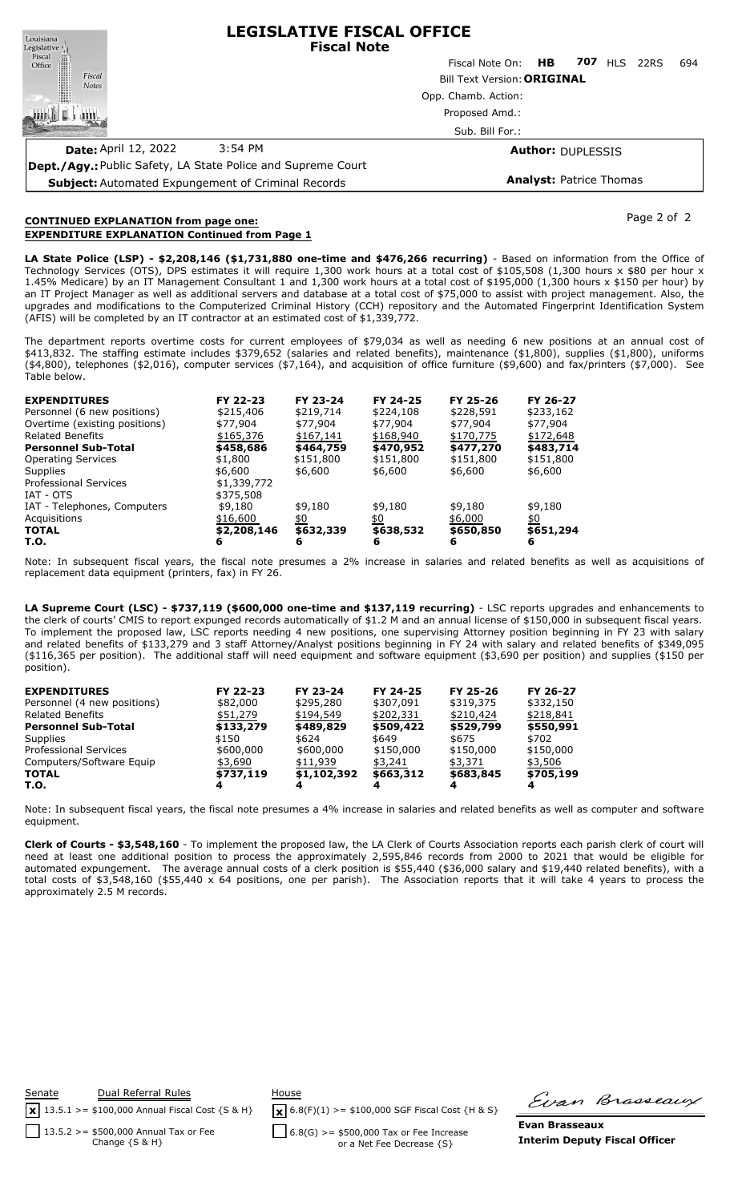# LEGISLATIVE FISCAL OFFICE
## Fiscal Note

Fiscal Note On: **HB 707** HLS 22RS 694

Bill Text Version: **ORIGINAL**

Opp. Chamb. Action:

Proposed Amd.:

Sub. Bill For.:

**Date:** April 12, 2022 3:54 PM

**Author:** DUPLESSIS

**Dept./Agy.:** Public Safety, LA State Police and Supreme Court

**Subject:** Automated Expungement of Criminal Records

**Analyst:** Patrice Thomas

**CONTINUED EXPLANATION from page one:**
**EXPENDITURE EXPLANATION Continued from Page 1**

**LA State Police (LSP) - $2,208,146 ($1,731,880 one-time and $476,266 recurring)** - Based on information from the Office of Technology Services (OTS), DPS estimates it will require 1,300 work hours at a total cost of $105,508 (1,300 hours x $80 per hour x 1.45% Medicare) by an IT Management Consultant 1 and 1,300 work hours at a total cost of $195,000 (1,300 hours x $150 per hour) by an IT Project Manager as well as additional servers and database at a total cost of $75,000 to assist with project management. Also, the upgrades and modifications to the Computerized Criminal History (CCH) repository and the Automated Fingerprint Identification System (AFIS) will be completed by an IT contractor at an estimated cost of $1,339,772.

The department reports overtime costs for current employees of $79,034 as well as needing 6 new positions at an annual cost of $413,832. The staffing estimate includes $379,652 (salaries and related benefits), maintenance ($1,800), supplies ($1,800), uniforms ($4,800), telephones ($2,016), computer services ($7,164), and acquisition of office furniture ($9,600) and fax/printers ($7,000). See Table below.

| **EXPENDITURES** | **FY 22-23** | **FY 23-24** | **FY 24-25** | **FY 25-26** | **FY 26-27** |
|---|---|---|---|---|---|
| Personnel (6 new positions) | $215,406 | $219,714 | $224,108 | $228,591 | $233,162 |
| Overtime (existing positions) | $77,904 | $77,904 | $77,904 | $77,904 | $77,904 |
| Related Benefits | $165,376 | $167,141 | $168,940 | $170,775 | $172,648 |
| **Personnel Sub-Total** | **$458,686** | **$464,759** | **$470,952** | **$477,270** | **$483,714** |
| Operating Services | $1,800 | $151,800 | $151,800 | $151,800 | $151,800 |
| Supplies | $6,600 | $6,600 | $6,600 | $6,600 | $6,600 |
| Professional Services | $1,339,772 | | | | |
| IAT - OTS | $375,508 | | | | |
| IAT - Telephones, Computers | $9,180 | $9,180 | $9,180 | $9,180 | $9,180 |
| Acquisitions | $16,600 | $0 | $0 | $6,000 | $0 |
| **TOTAL** | **$2,208,146** | **$632,339** | **$638,532** | **$650,850** | **$651,294** |
| **T.O.** | **6** | **6** | **6** | **6** | **6** |

Note: In subsequent fiscal years, the fiscal note presumes a 2% increase in salaries and related benefits as well as acquisitions of replacement data equipment (printers, fax) in FY 26.

**LA Supreme Court (LSC) - $737,119 ($600,000 one-time and $137,119 recurring)** - LSC reports upgrades and enhancements to the clerk of courts' CMIS to report expunged records automatically of $1.2 M and an annual license of $150,000 in subsequent fiscal years. To implement the proposed law, LSC reports needing 4 new positions, one supervising Attorney position beginning in FY 23 with salary and related benefits of $133,279 and 3 staff Attorney/Analyst positions beginning in FY 24 with salary and related benefits of $349,095 ($116,365 per position). The additional staff will need equipment and software equipment ($3,690 per position) and supplies ($150 per position).

| **EXPENDITURES** | **FY 22-23** | **FY 23-24** | **FY 24-25** | **FY 25-26** | **FY 26-27** |
|---|---|---|---|---|---|
| Personnel (4 new positions) | $82,000 | $295,280 | $307,091 | $319,375 | $332,150 |
| Related Benefits | $51,279 | $194,549 | $202,331 | $210,424 | $218,841 |
| **Personnel Sub-Total** | **$133,279** | **$489,829** | **$509,422** | **$529,799** | **$550,991** |
| Supplies | $150 | $624 | $649 | $675 | $702 |
| Professional Services | $600,000 | $600,000 | $150,000 | $150,000 | $150,000 |
| Computers/Software Equip | $3,690 | $11,939 | $3,241 | $3,371 | $3,506 |
| **TOTAL** | **$737,119** | **$1,102,392** | **$663,312** | **$683,845** | **$705,199** |
| **T.O.** | **4** | **4** | **4** | **4** | **4** |

Note: In subsequent fiscal years, the fiscal note presumes a 4% increase in salaries and related benefits as well as computer and software equipment.

**Clerk of Courts - $3,548,160** - To implement the proposed law, the LA Clerk of Courts Association reports each parish clerk of court will need at least one additional position to process the approximately 2,595,846 records from 2000 to 2021 that would be eligible for automated expungement. The average annual costs of a clerk position is $55,440 ($36,000 salary and $19,440 related benefits), with a total costs of $3,548,160 ($55,440 x 64 positions, one per parish). The Association reports that it will take 4 years to process the approximately 2.5 M records.

| Senate | Dual Referral Rules | House |
|---|---|---|
| [x] 13.5.1 >= $100,000 Annual Fiscal Cost {S & H} | | [x] 6.8(F)(1) >= $100,000 SGF Fiscal Cost {H & S} |
| [ ] 13.5.2 >= $500,000 Annual Tax or Fee Change {S & H} | | [ ] 6.8(G) >= $500,000 Tax or Fee Increase or a Net Fee Decrease {S} |

**Evan Brasseaux**
**Interim Deputy Fiscal Officer**